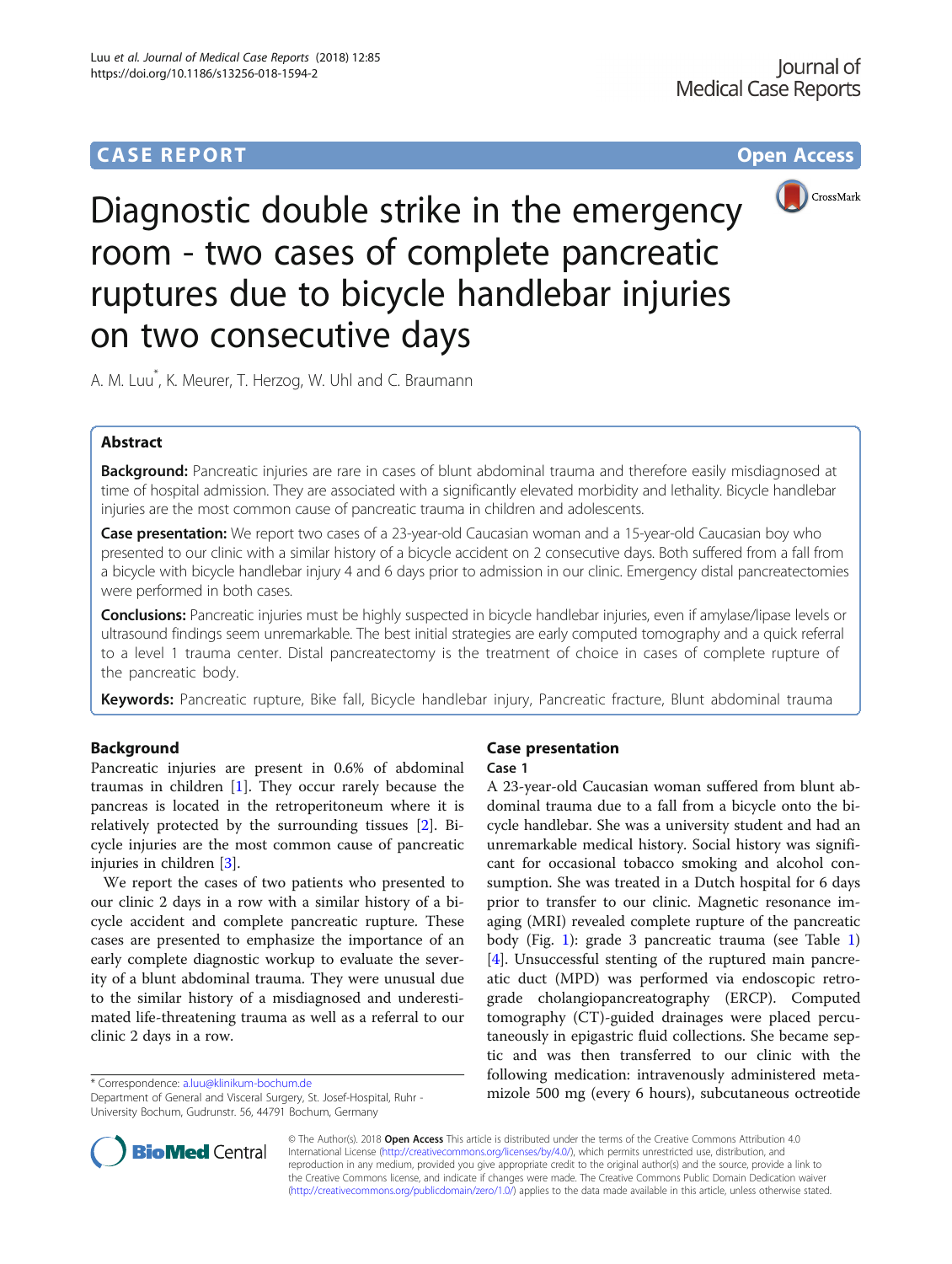CASE REPORT

Open Access

# Diagnostic double strike in the emergency room - two cases of complete pancreatic ruptures due to bicycle handlebar injuries on two consecutive days

A. M. Luu[*], K. Meurer, T. Herzog, W. Uhl and C. Braumann

## Abstract

**Background:** Pancreatic injuries are rare in cases of blunt abdominal trauma and therefore easily misdiagnosed at time of hospital admission. They are associated with a significantly elevated morbidity and lethality. Bicycle handlebar injuries are the most common cause of pancreatic trauma in children and adolescents.

**Case presentation:** We report two cases of a 23-year-old Caucasian woman and a 15-year-old Caucasian boy who presented to our clinic with a similar history of a bicycle accident on 2 consecutive days. Both suffered from a fall from a bicycle with bicycle handlebar injury 4 and 6 days prior to admission in our clinic. Emergency distal pancreatectomies were performed in both cases.

**Conclusions:** Pancreatic injuries must be highly suspected in bicycle handlebar injuries, even if amylase/lipase levels or ultrasound findings seem unremarkable. The best initial strategies are early computed tomography and a quick referral to a level 1 trauma center. Distal pancreatectomy is the treatment of choice in cases of complete rupture of the pancreatic body.

**Keywords:** Pancreatic rupture, Bike fall, Bicycle handlebar injury, Pancreatic fracture, Blunt abdominal trauma

## Background

Pancreatic injuries are present in 0.6% of abdominal traumas in children [1]. They occur rarely because the pancreas is located in the retroperitoneum where it is relatively protected by the surrounding tissues [2]. Bicycle injuries are the most common cause of pancreatic injuries in children [3].

We report the cases of two patients who presented to our clinic 2 days in a row with a similar history of a bicycle accident and complete pancreatic rupture. These cases are presented to emphasize the importance of an early complete diagnostic workup to evaluate the severity of a blunt abdominal trauma. They were unusual due to the similar history of a misdiagnosed and underestimated life-threatening trauma as well as a referral to our clinic 2 days in a row.

## Case presentation

### Case 1

A 23-year-old Caucasian woman suffered from blunt abdominal trauma due to a fall from a bicycle onto the bicycle handlebar. She was a university student and had an unremarkable medical history. Social history was significant for occasional tobacco smoking and alcohol consumption. She was treated in a Dutch hospital for 6 days prior to transfer to our clinic. Magnetic resonance imaging (MRI) revealed complete rupture of the pancreatic body (Fig. 1): grade 3 pancreatic trauma (see Table 1) [4]. Unsuccessful stenting of the ruptured main pancreatic duct (MPD) was performed via endoscopic retrograde cholangiopancreatography (ERCP). Computed tomography (CT)-guided drainages were placed percutaneously in epigastric fluid collections. She became septic and was then transferred to our clinic with the following medication: intravenously administered metamizole 500 mg (every 6 hours), subcutaneous octreotide

\* Correspondence: a.luu@klinikum-bochum.de

Department of General and Visceral Surgery, St. Josef-Hospital, Ruhr - University Bochum, Gudrunstr. 56, 44791 Bochum, Germany

© The Author(s). 2018 **Open Access** This article is distributed under the terms of the Creative Commons Attribution 4.0 International License (http://creativecommons.org/licenses/by/4.0/), which permits unrestricted use, distribution, and reproduction in any medium, provided you give appropriate credit to the original author(s) and the source, provide a link to the Creative Commons license, and indicate if changes were made. The Creative Commons Public Domain Dedication waiver (http://creativecommons.org/publicdomain/zero/1.0/) applies to the data made available in this article, unless otherwise stated.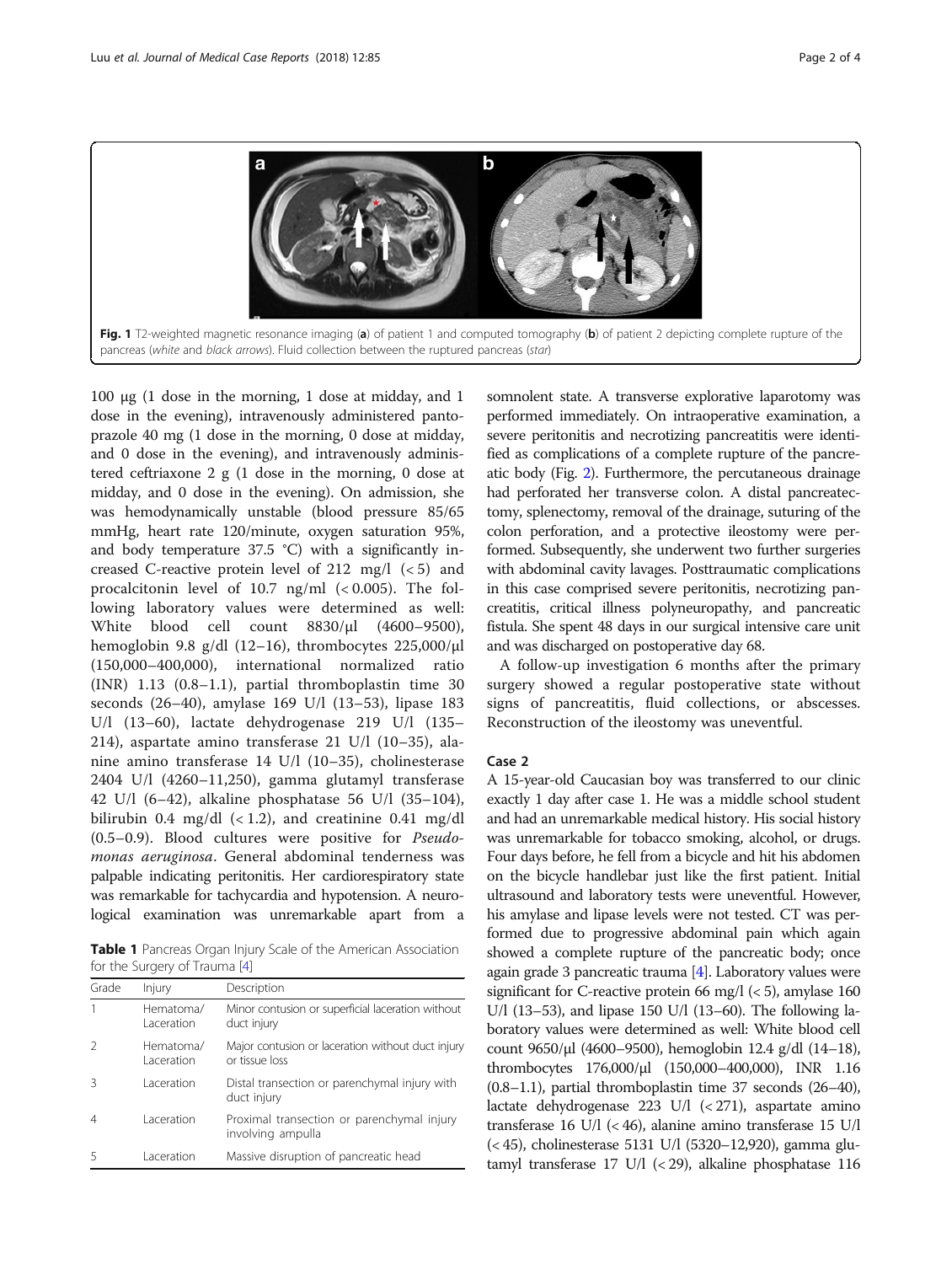Fig. 1 T2-weighted magnetic resonance imaging (**a**) of patient 1 and computed tomography (**b**) of patient 2 depicting complete rupture of the pancreas (*white* and *black arrows*). Fluid collection between the ruptured pancreas (*star*)

100 μg (1 dose in the morning, 1 dose at midday, and 1 dose in the evening), intravenously administered pantoprazole 40 mg (1 dose in the morning, 0 dose at midday, and 0 dose in the evening), and intravenously administered ceftriaxone 2 g (1 dose in the morning, 0 dose at midday, and 0 dose in the evening). On admission, she was hemodynamically unstable (blood pressure 85/65 mmHg, heart rate 120/minute, oxygen saturation 95%, and body temperature 37.5 °C) with a significantly increased C-reactive protein level of 212 mg/l (< 5) and procalcitonin level of 10.7 ng/ml (< 0.005). The following laboratory values were determined as well: White blood cell count 8830/μl (4600–9500), hemoglobin 9.8 g/dl (12–16), thrombocytes 225,000/μl (150,000–400,000), international normalized ratio (INR) 1.13 (0.8–1.1), partial thromboplastin time 30 seconds (26–40), amylase 169 U/l (13–53), lipase 183 U/l (13–60), lactate dehydrogenase 219 U/l (135–214), aspartate amino transferase 21 U/l (10–35), alanine amino transferase 14 U/l (10–35), cholinesterase 2404 U/l (4260–11,250), gamma glutamyl transferase 42 U/l (6–42), alkaline phosphatase 56 U/l (35–104), bilirubin 0.4 mg/dl (< 1.2), and creatinine 0.41 mg/dl (0.5–0.9). Blood cultures were positive for *Pseudomonas aeruginosa*. General abdominal tenderness was palpable indicating peritonitis. Her cardiorespiratory state was remarkable for tachycardia and hypotension. A neurological examination was unremarkable apart from a somnolent state. A transverse explorative laparotomy was performed immediately. On intraoperative examination, a severe peritonitis and necrotizing pancreatitis were identified as complications of a complete rupture of the pancreatic body (Fig. 2). Furthermore, the percutaneous drainage had perforated her transverse colon. A distal pancreatectomy, splenectomy, removal of the drainage, suturing of the colon perforation, and a protective ileostomy were performed. Subsequently, she underwent two further surgeries with abdominal cavity lavages. Posttraumatic complications in this case comprised severe peritonitis, necrotizing pancreatitis, critical illness polyneuropathy, and pancreatic fistula. She spent 48 days in our surgical intensive care unit and was discharged on postoperative day 68.

A follow-up investigation 6 months after the primary surgery showed a regular postoperative state without signs of pancreatitis, fluid collections, or abscesses. Reconstruction of the ileostomy was uneventful.

**Table 1** Pancreas Organ Injury Scale of the American Association for the Surgery of Trauma [4]

| Grade | Injury | Description |
|---|---|---|
| 1 | Hematoma/ Laceration | Minor contusion or superficial laceration without duct injury |
| 2 | Hematoma/ Laceration | Major contusion or laceration without duct injury or tissue loss |
| 3 | Laceration | Distal transection or parenchymal injury with duct injury |
| 4 | Laceration | Proximal transection or parenchymal injury involving ampulla |
| 5 | Laceration | Massive disruption of pancreatic head |

### Case 2

A 15-year-old Caucasian boy was transferred to our clinic exactly 1 day after case 1. He was a middle school student and had an unremarkable medical history. His social history was unremarkable for tobacco smoking, alcohol, or drugs. Four days before, he fell from a bicycle and hit his abdomen on the bicycle handlebar just like the first patient. Initial ultrasound and laboratory tests were uneventful. However, his amylase and lipase levels were not tested. CT was performed due to progressive abdominal pain which again showed a complete rupture of the pancreatic body; once again grade 3 pancreatic trauma [4]. Laboratory values were significant for C-reactive protein 66 mg/l (< 5), amylase 160 U/l (13–53), and lipase 150 U/l (13–60). The following laboratory values were determined as well: White blood cell count 9650/μl (4600–9500), hemoglobin 12.4 g/dl (14–18), thrombocytes 176,000/μl (150,000–400,000), INR 1.16 (0.8–1.1), partial thromboplastin time 37 seconds (26–40), lactate dehydrogenase 223 U/l (< 271), aspartate amino transferase 16 U/l (< 46), alanine amino transferase 15 U/l (< 45), cholinesterase 5131 U/l (5320–12,920), gamma glutamyl transferase 17 U/l (< 29), alkaline phosphatase 116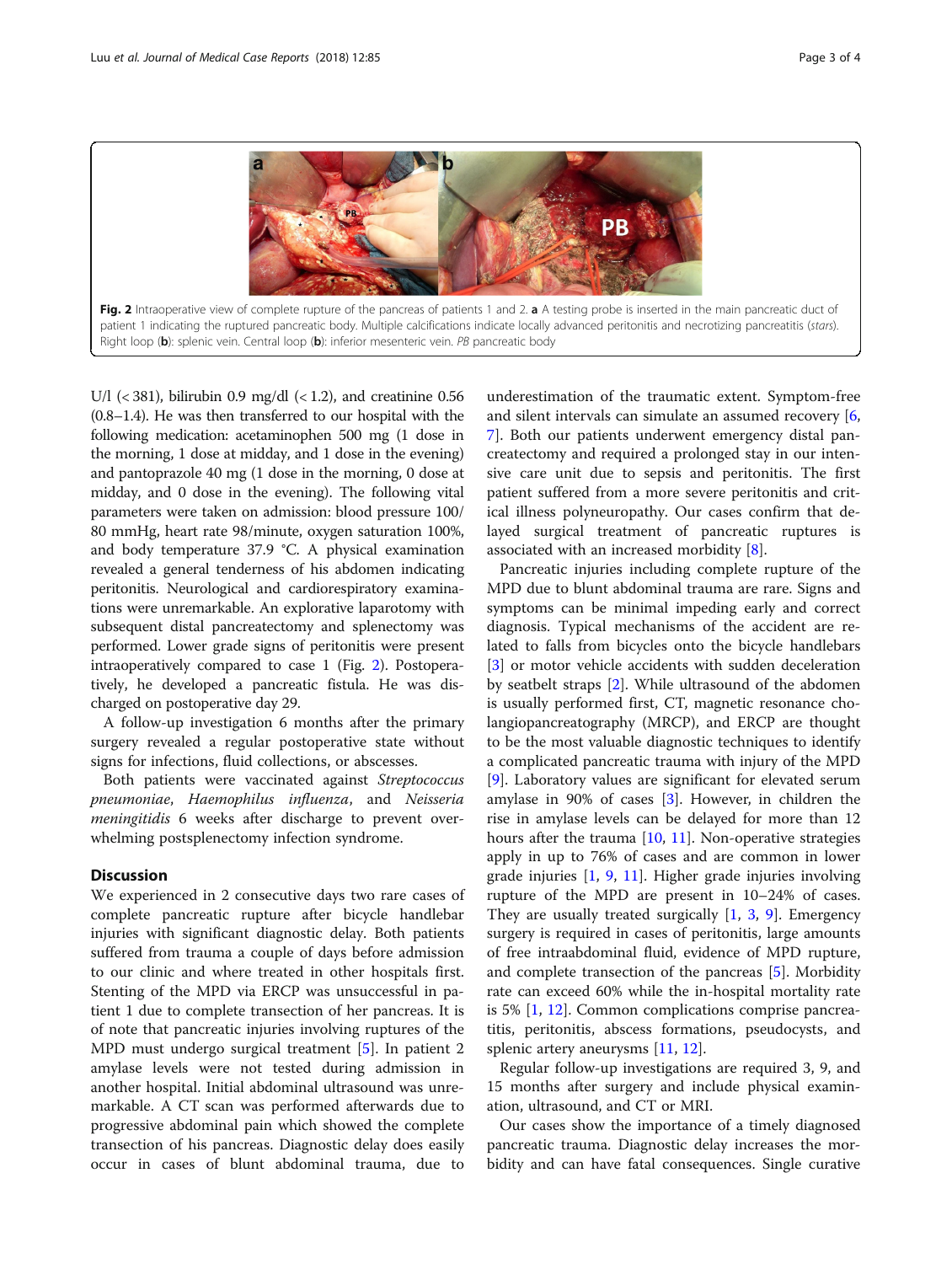Fig. 2 Intraoperative view of complete rupture of the pancreas of patients 1 and 2. **a** A testing probe is inserted in the main pancreatic duct of patient 1 indicating the ruptured pancreatic body. Multiple calcifications indicate locally advanced peritonitis and necrotizing pancreatitis (*stars*). Right loop (**b**): splenic vein. Central loop (**b**): inferior mesenteric vein. *PB* pancreatic body

U/l (< 381), bilirubin 0.9 mg/dl (< 1.2), and creatinine 0.56 (0.8–1.4). He was then transferred to our hospital with the following medication: acetaminophen 500 mg (1 dose in the morning, 1 dose at midday, and 1 dose in the evening) and pantoprazole 40 mg (1 dose in the morning, 0 dose at midday, and 0 dose in the evening). The following vital parameters were taken on admission: blood pressure 100/80 mmHg, heart rate 98/minute, oxygen saturation 100%, and body temperature 37.9 °C. A physical examination revealed a general tenderness of his abdomen indicating peritonitis. Neurological and cardiorespiratory examinations were unremarkable. An explorative laparotomy with subsequent distal pancreatectomy and splenectomy was performed. Lower grade signs of peritonitis were present intraoperatively compared to case 1 (Fig. 2). Postoperatively, he developed a pancreatic fistula. He was discharged on postoperative day 29.

A follow-up investigation 6 months after the primary surgery revealed a regular postoperative state without signs for infections, fluid collections, or abscesses.

Both patients were vaccinated against *Streptococcus pneumoniae*, *Haemophilus influenza*, and *Neisseria meningitidis* 6 weeks after discharge to prevent overwhelming postsplenectomy infection syndrome.

## Discussion

We experienced in 2 consecutive days two rare cases of complete pancreatic rupture after bicycle handlebar injuries with significant diagnostic delay. Both patients suffered from trauma a couple of days before admission to our clinic and where treated in other hospitals first. Stenting of the MPD via ERCP was unsuccessful in patient 1 due to complete transection of her pancreas. It is of note that pancreatic injuries involving ruptures of the MPD must undergo surgical treatment [5]. In patient 2 amylase levels were not tested during admission in another hospital. Initial abdominal ultrasound was unremarkable. A CT scan was performed afterwards due to progressive abdominal pain which showed the complete transection of his pancreas. Diagnostic delay does easily occur in cases of blunt abdominal trauma, due to underestimation of the traumatic extent. Symptom-free and silent intervals can simulate an assumed recovery [6, 7]. Both our patients underwent emergency distal pancreatectomy and required a prolonged stay in our intensive care unit due to sepsis and peritonitis. The first patient suffered from a more severe peritonitis and critical illness polyneuropathy. Our cases confirm that delayed surgical treatment of pancreatic ruptures is associated with an increased morbidity [8].

Pancreatic injuries including complete rupture of the MPD due to blunt abdominal trauma are rare. Signs and symptoms can be minimal impeding early and correct diagnosis. Typical mechanisms of the accident are related to falls from bicycles onto the bicycle handlebars [3] or motor vehicle accidents with sudden deceleration by seatbelt straps [2]. While ultrasound of the abdomen is usually performed first, CT, magnetic resonance cholangiopancreatography (MRCP), and ERCP are thought to be the most valuable diagnostic techniques to identify a complicated pancreatic trauma with injury of the MPD [9]. Laboratory values are significant for elevated serum amylase in 90% of cases [3]. However, in children the rise in amylase levels can be delayed for more than 12 hours after the trauma [10, 11]. Non-operative strategies apply in up to 76% of cases and are common in lower grade injuries [1, 9, 11]. Higher grade injuries involving rupture of the MPD are present in 10–24% of cases. They are usually treated surgically [1, 3, 9]. Emergency surgery is required in cases of peritonitis, large amounts of free intraabdominal fluid, evidence of MPD rupture, and complete transection of the pancreas [5]. Morbidity rate can exceed 60% while the in-hospital mortality rate is 5% [1, 12]. Common complications comprise pancreatitis, peritonitis, abscess formations, pseudocysts, and splenic artery aneurysms [11, 12].

Regular follow-up investigations are required 3, 9, and 15 months after surgery and include physical examination, ultrasound, and CT or MRI.

Our cases show the importance of a timely diagnosed pancreatic trauma. Diagnostic delay increases the morbidity and can have fatal consequences. Single curative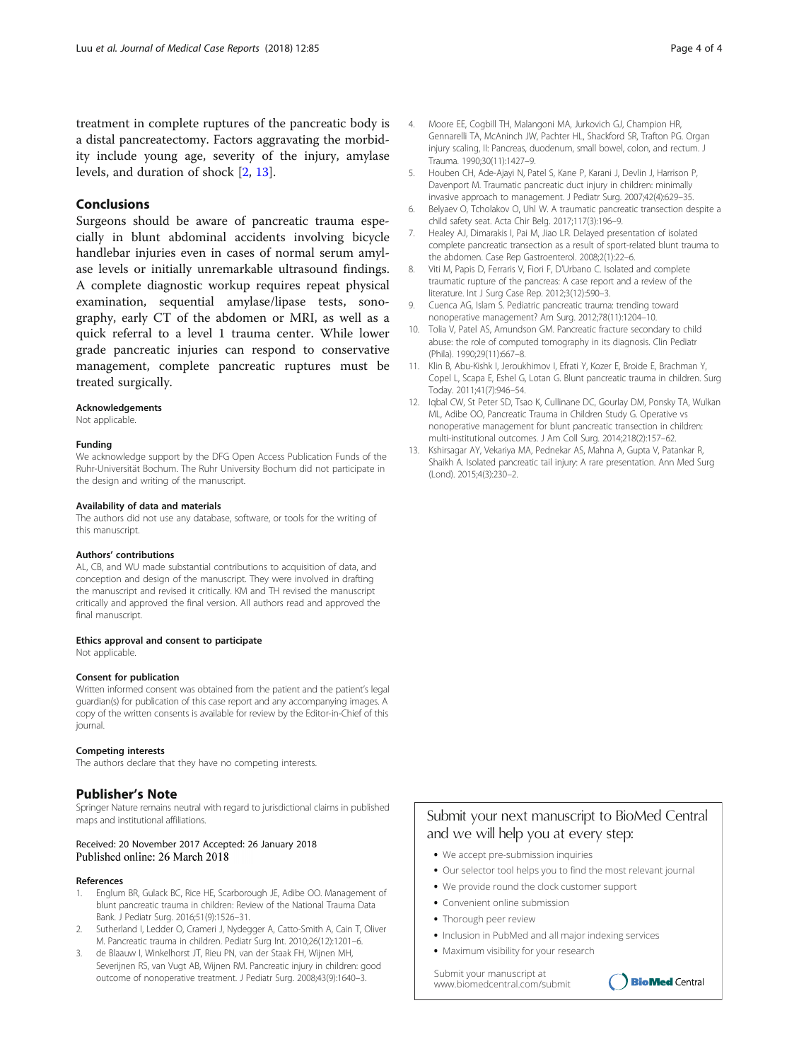treatment in complete ruptures of the pancreatic body is a distal pancreatectomy. Factors aggravating the morbidity include young age, severity of the injury, amylase levels, and duration of shock [2, 13].

## Conclusions

Surgeons should be aware of pancreatic trauma especially in blunt abdominal accidents involving bicycle handlebar injuries even in cases of normal serum amylase levels or initially unremarkable ultrasound findings. A complete diagnostic workup requires repeat physical examination, sequential amylase/lipase tests, sonography, early CT of the abdomen or MRI, as well as a quick referral to a level 1 trauma center. While lower grade pancreatic injuries can respond to conservative management, complete pancreatic ruptures must be treated surgically.

#### Acknowledgements

Not applicable.

#### Funding

We acknowledge support by the DFG Open Access Publication Funds of the Ruhr-Universität Bochum. The Ruhr University Bochum did not participate in the design and writing of the manuscript.

#### Availability of data and materials

The authors did not use any database, software, or tools for the writing of this manuscript.

#### Authors' contributions

AL, CB, and WU made substantial contributions to acquisition of data, and conception and design of the manuscript. They were involved in drafting the manuscript and revised it critically. KM and TH revised the manuscript critically and approved the final version. All authors read and approved the final manuscript.

#### Ethics approval and consent to participate

Not applicable.

#### Consent for publication

Written informed consent was obtained from the patient and the patient's legal guardian(s) for publication of this case report and any accompanying images. A copy of the written consents is available for review by the Editor-in-Chief of this journal.

#### Competing interests

The authors declare that they have no competing interests.

## Publisher's Note

Springer Nature remains neutral with regard to jurisdictional claims in published maps and institutional affiliations.

Received: 20 November 2017 Accepted: 26 January 2018
Published online: 26 March 2018

#### References

1. Englum BR, Gulack BC, Rice HE, Scarborough JE, Adibe OO. Management of blunt pancreatic trauma in children: Review of the National Trauma Data Bank. J Pediatr Surg. 2016;51(9):1526–31.
2. Sutherland I, Ledder O, Crameri J, Nydegger A, Catto-Smith A, Cain T, Oliver M. Pancreatic trauma in children. Pediatr Surg Int. 2010;26(12):1201–6.
3. de Blaauw I, Winkelhorst JT, Rieu PN, van der Staak FH, Wijnen MH, Severijnen RS, van Vugt AB, Wijnen RM. Pancreatic injury in children: good outcome of nonoperative treatment. J Pediatr Surg. 2008;43(9):1640–3.
4. Moore EE, Cogbill TH, Malangoni MA, Jurkovich GJ, Champion HR, Gennarelli TA, McAninch JW, Pachter HL, Shackford SR, Trafton PG. Organ injury scaling, II: Pancreas, duodenum, small bowel, colon, and rectum. J Trauma. 1990;30(11):1427–9.
5. Houben CH, Ade-Ajayi N, Patel S, Kane P, Karani J, Devlin J, Harrison P, Davenport M. Traumatic pancreatic duct injury in children: minimally invasive approach to management. J Pediatr Surg. 2007;42(4):629–35.
6. Belyaev O, Tcholakov O, Uhl W. A traumatic pancreatic transection despite a child safety seat. Acta Chir Belg. 2017;117(3):196–9.
7. Healey AJ, Dimarakis I, Pai M, Jiao LR. Delayed presentation of isolated complete pancreatic transection as a result of sport-related blunt trauma to the abdomen. Case Rep Gastroenterol. 2008;2(1):22–6.
8. Viti M, Papis D, Ferraris V, Fiori F, D'Urbano C. Isolated and complete traumatic rupture of the pancreas: A case report and a review of the literature. Int J Surg Case Rep. 2012;3(12):590–3.
9. Cuenca AG, Islam S. Pediatric pancreatic trauma: trending toward nonoperative management? Am Surg. 2012;78(11):1204–10.
10. Tolia V, Patel AS, Amundson GM. Pancreatic fracture secondary to child abuse: the role of computed tomography in its diagnosis. Clin Pediatr (Phila). 1990;29(11):667–8.
11. Klin B, Abu-Kishk I, Jeroukhimov I, Efrati Y, Kozer E, Broide E, Brachman Y, Copel L, Scapa E, Eshel G, Lotan G. Blunt pancreatic trauma in children. Surg Today. 2011;41(7):946–54.
12. Iqbal CW, St Peter SD, Tsao K, Cullinane DC, Gourlay DM, Ponsky TA, Wulkan ML, Adibe OO, Pancreatic Trauma in Children Study G. Operative vs nonoperative management for blunt pancreatic transection in children: multi-institutional outcomes. J Am Coll Surg. 2014;218(2):157–62.
13. Kshirsagar AY, Vekariya MA, Pednekar AS, Mahna A, Gupta V, Patankar R, Shaikh A. Isolated pancreatic tail injury: A rare presentation. Ann Med Surg (Lond). 2015;4(3):230–2.

Submit your next manuscript to BioMed Central and we will help you at every step:

- We accept pre-submission inquiries
- Our selector tool helps you to find the most relevant journal
- We provide round the clock customer support
- Convenient online submission
- Thorough peer review
- Inclusion in PubMed and all major indexing services
- Maximum visibility for your research

Submit your manuscript at
www.biomedcentral.com/submit

BioMed Central